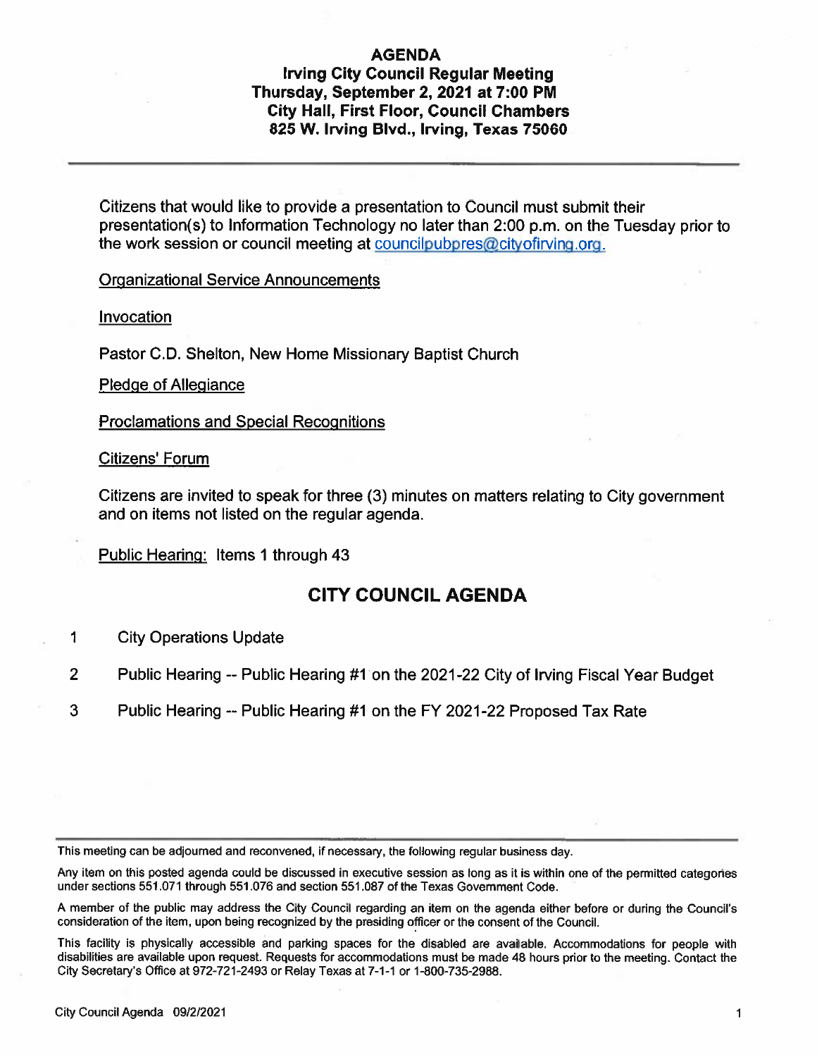# AGENDA

**Irving City Council Regular Meeting**
**Thursday, September 2, 2021 at 7:00 PM**
**City Hall, First Floor, Council Chambers**
**825 W. Irving Blvd., Irving, Texas 75060**

---

Citizens that would like to provide a presentation to Council must submit their presentation(s) to Information Technology no later than 2:00 p.m. on the Tuesday prior to the work session or council meeting at councilpubpres@cityofirving.org.

Organizational Service Announcements

Invocation

Pastor C.D. Shelton, New Home Missionary Baptist Church

Pledge of Allegiance

Proclamations and Special Recognitions

Citizens' Forum

Citizens are invited to speak for three (3) minutes on matters relating to City government and on items not listed on the regular agenda.

Public Hearing: Items 1 through 43

## CITY COUNCIL AGENDA

1 City Operations Update

2 Public Hearing -- Public Hearing #1 on the 2021-22 City of Irving Fiscal Year Budget

3 Public Hearing -- Public Hearing #1 on the FY 2021-22 Proposed Tax Rate

---

This meeting can be adjourned and reconvened, if necessary, the following regular business day.

Any item on this posted agenda could be discussed in executive session as long as it is within one of the permitted categories under sections 551.071 through 551.076 and section 551.087 of the Texas Government Code.

A member of the public may address the City Council regarding an item on the agenda either before or during the Council's consideration of the item, upon being recognized by the presiding officer or the consent of the Council.

This facility is physically accessible and parking spaces for the disabled are available. Accommodations for people with disabilities are available upon request. Requests for accommodations must be made 48 hours prior to the meeting. Contact the City Secretary's Office at 972-721-2493 or Relay Texas at 7-1-1 or 1-800-735-2988.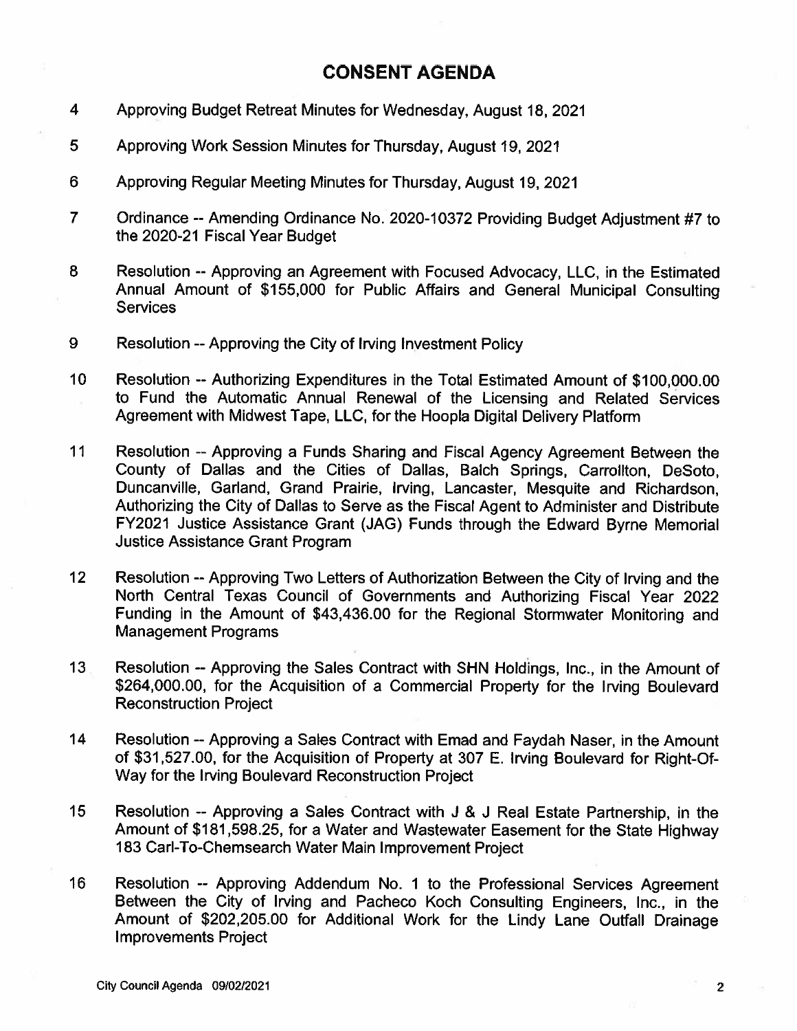## CONSENT AGENDA

4 Approving Budget Retreat Minutes for Wednesday, August 18, 2021

5 Approving Work Session Minutes for Thursday, August 19, 2021

6 Approving Regular Meeting Minutes for Thursday, August 19, 2021

7 Ordinance -- Amending Ordinance No. 2020-10372 Providing Budget Adjustment #7 to the 2020-21 Fiscal Year Budget

8 Resolution -- Approving an Agreement with Focused Advocacy, LLC, in the Estimated Annual Amount of $155,000 for Public Affairs and General Municipal Consulting Services

9 Resolution -- Approving the City of Irving Investment Policy

10 Resolution -- Authorizing Expenditures in the Total Estimated Amount of $100,000.00 to Fund the Automatic Annual Renewal of the Licensing and Related Services Agreement with Midwest Tape, LLC, for the Hoopla Digital Delivery Platform

11 Resolution -- Approving a Funds Sharing and Fiscal Agency Agreement Between the County of Dallas and the Cities of Dallas, Balch Springs, Carrollton, DeSoto, Duncanville, Garland, Grand Prairie, Irving, Lancaster, Mesquite and Richardson, Authorizing the City of Dallas to Serve as the Fiscal Agent to Administer and Distribute FY2021 Justice Assistance Grant (JAG) Funds through the Edward Byrne Memorial Justice Assistance Grant Program

12 Resolution -- Approving Two Letters of Authorization Between the City of Irving and the North Central Texas Council of Governments and Authorizing Fiscal Year 2022 Funding in the Amount of $43,436.00 for the Regional Stormwater Monitoring and Management Programs

13 Resolution -- Approving the Sales Contract with SHN Holdings, Inc., in the Amount of $264,000.00, for the Acquisition of a Commercial Property for the Irving Boulevard Reconstruction Project

14 Resolution -- Approving a Sales Contract with Emad and Faydah Naser, in the Amount of $31,527.00, for the Acquisition of Property at 307 E. Irving Boulevard for Right-Of-Way for the Irving Boulevard Reconstruction Project

15 Resolution -- Approving a Sales Contract with J & J Real Estate Partnership, in the Amount of $181,598.25, for a Water and Wastewater Easement for the State Highway 183 Carl-To-Chemsearch Water Main Improvement Project

16 Resolution -- Approving Addendum No. 1 to the Professional Services Agreement Between the City of Irving and Pacheco Koch Consulting Engineers, Inc., in the Amount of $202,205.00 for Additional Work for the Lindy Lane Outfall Drainage Improvements Project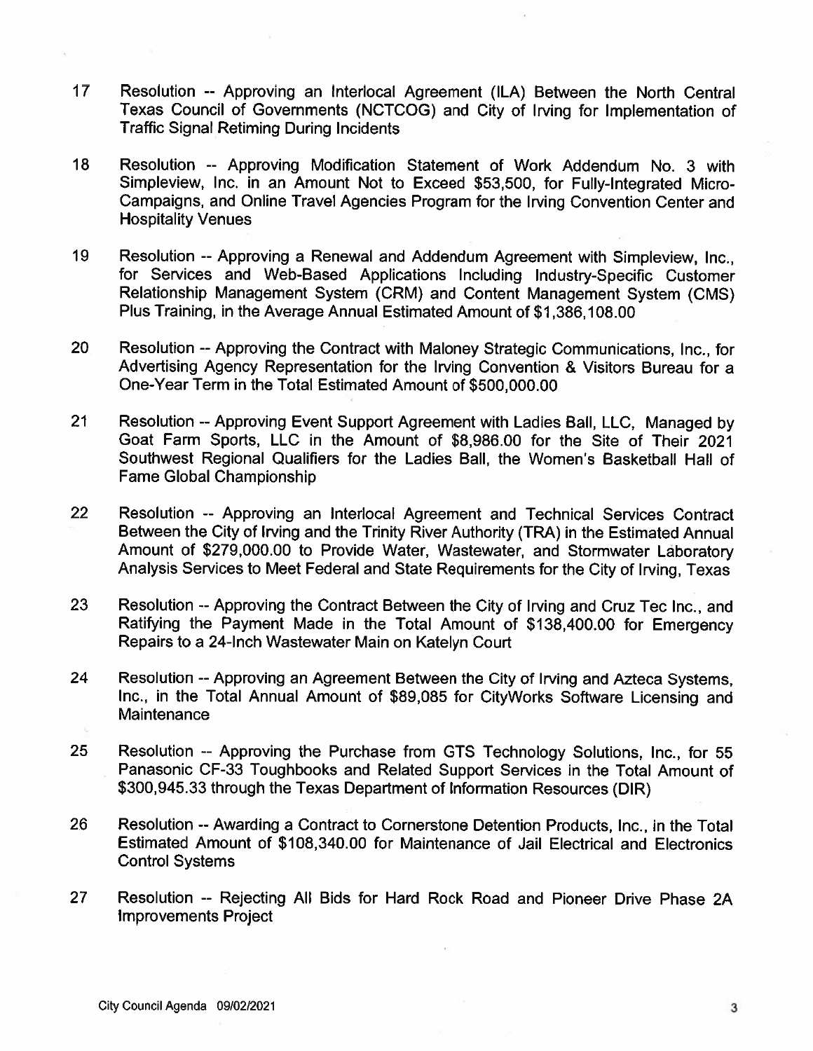17 Resolution -- Approving an Interlocal Agreement (ILA) Between the North Central Texas Council of Governments (NCTCOG) and City of Irving for Implementation of Traffic Signal Retiming During Incidents

18 Resolution -- Approving Modification Statement of Work Addendum No. 3 with Simpleview, Inc. in an Amount Not to Exceed $53,500, for Fully-Integrated Micro-Campaigns, and Online Travel Agencies Program for the Irving Convention Center and Hospitality Venues

19 Resolution -- Approving a Renewal and Addendum Agreement with Simpleview, Inc., for Services and Web-Based Applications Including Industry-Specific Customer Relationship Management System (CRM) and Content Management System (CMS) Plus Training, in the Average Annual Estimated Amount of $1,386,108.00

20 Resolution -- Approving the Contract with Maloney Strategic Communications, Inc., for Advertising Agency Representation for the Irving Convention & Visitors Bureau for a One-Year Term in the Total Estimated Amount of $500,000.00

21 Resolution -- Approving Event Support Agreement with Ladies Ball, LLC, Managed by Goat Farm Sports, LLC in the Amount of $8,986.00 for the Site of Their 2021 Southwest Regional Qualifiers for the Ladies Ball, the Women's Basketball Hall of Fame Global Championship

22 Resolution -- Approving an Interlocal Agreement and Technical Services Contract Between the City of Irving and the Trinity River Authority (TRA) in the Estimated Annual Amount of $279,000.00 to Provide Water, Wastewater, and Stormwater Laboratory Analysis Services to Meet Federal and State Requirements for the City of Irving, Texas

23 Resolution -- Approving the Contract Between the City of Irving and Cruz Tec Inc., and Ratifying the Payment Made in the Total Amount of $138,400.00 for Emergency Repairs to a 24-Inch Wastewater Main on Katelyn Court

24 Resolution -- Approving an Agreement Between the City of Irving and Azteca Systems, Inc., in the Total Annual Amount of $89,085 for CityWorks Software Licensing and Maintenance

25 Resolution -- Approving the Purchase from GTS Technology Solutions, Inc., for 55 Panasonic CF-33 Toughbooks and Related Support Services in the Total Amount of $300,945.33 through the Texas Department of Information Resources (DIR)

26 Resolution -- Awarding a Contract to Cornerstone Detention Products, Inc., in the Total Estimated Amount of $108,340.00 for Maintenance of Jail Electrical and Electronics Control Systems

27 Resolution -- Rejecting All Bids for Hard Rock Road and Pioneer Drive Phase 2A Improvements Project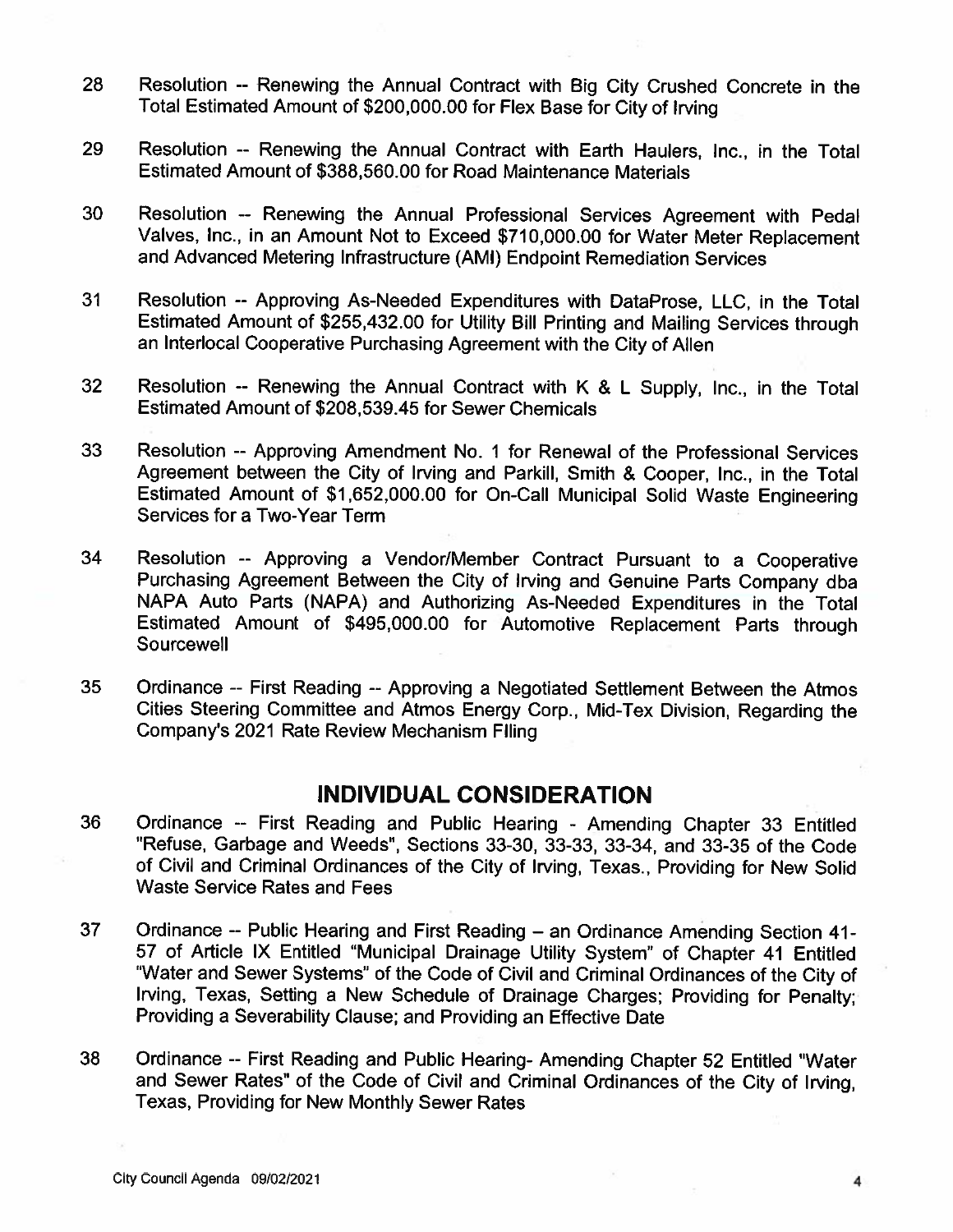28 Resolution -- Renewing the Annual Contract with Big City Crushed Concrete in the Total Estimated Amount of $200,000.00 for Flex Base for City of Irving

29 Resolution -- Renewing the Annual Contract with Earth Haulers, Inc., in the Total Estimated Amount of $388,560.00 for Road Maintenance Materials

30 Resolution -- Renewing the Annual Professional Services Agreement with Pedal Valves, Inc., in an Amount Not to Exceed $710,000.00 for Water Meter Replacement and Advanced Metering Infrastructure (AMI) Endpoint Remediation Services

31 Resolution -- Approving As-Needed Expenditures with DataProse, LLC, in the Total Estimated Amount of $255,432.00 for Utility Bill Printing and Mailing Services through an Interlocal Cooperative Purchasing Agreement with the City of Allen

32 Resolution -- Renewing the Annual Contract with K & L Supply, Inc., in the Total Estimated Amount of $208,539.45 for Sewer Chemicals

33 Resolution -- Approving Amendment No. 1 for Renewal of the Professional Services Agreement between the City of Irving and Parkill, Smith & Cooper, Inc., in the Total Estimated Amount of $1,652,000.00 for On-Call Municipal Solid Waste Engineering Services for a Two-Year Term

34 Resolution -- Approving a Vendor/Member Contract Pursuant to a Cooperative Purchasing Agreement Between the City of Irving and Genuine Parts Company dba NAPA Auto Parts (NAPA) and Authorizing As-Needed Expenditures in the Total Estimated Amount of $495,000.00 for Automotive Replacement Parts through Sourcewell

35 Ordinance -- First Reading -- Approving a Negotiated Settlement Between the Atmos Cities Steering Committee and Atmos Energy Corp., Mid-Tex Division, Regarding the Company's 2021 Rate Review Mechanism Filing

## INDIVIDUAL CONSIDERATION

36 Ordinance -- First Reading and Public Hearing - Amending Chapter 33 Entitled "Refuse, Garbage and Weeds", Sections 33-30, 33-33, 33-34, and 33-35 of the Code of Civil and Criminal Ordinances of the City of Irving, Texas., Providing for New Solid Waste Service Rates and Fees

37 Ordinance -- Public Hearing and First Reading – an Ordinance Amending Section 41-57 of Article IX Entitled "Municipal Drainage Utility System" of Chapter 41 Entitled "Water and Sewer Systems" of the Code of Civil and Criminal Ordinances of the City of Irving, Texas, Setting a New Schedule of Drainage Charges; Providing for Penalty; Providing a Severability Clause; and Providing an Effective Date

38 Ordinance -- First Reading and Public Hearing- Amending Chapter 52 Entitled "Water and Sewer Rates" of the Code of Civil and Criminal Ordinances of the City of Irving, Texas, Providing for New Monthly Sewer Rates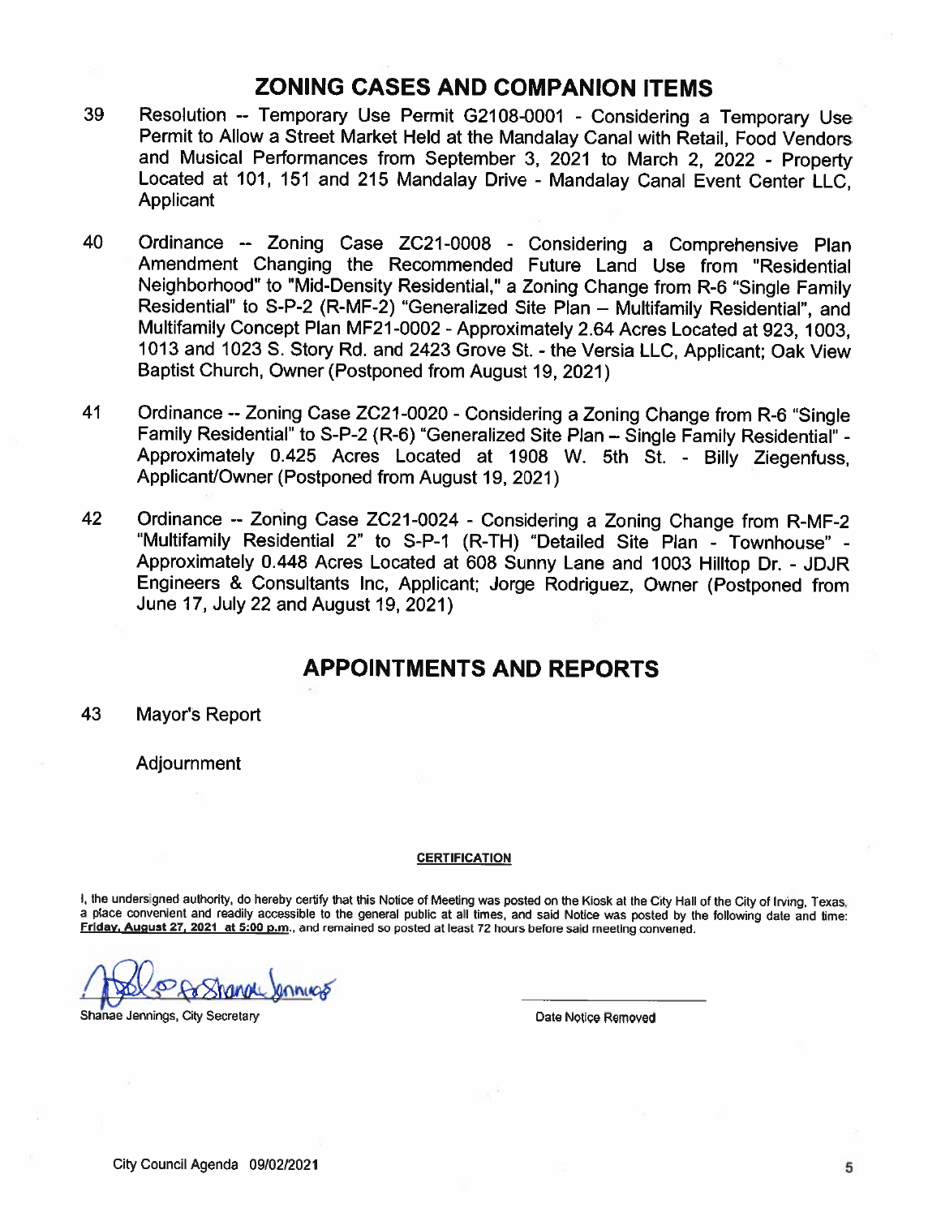## ZONING CASES AND COMPANION ITEMS

39 Resolution -- Temporary Use Permit G2108-0001 - Considering a Temporary Use Permit to Allow a Street Market Held at the Mandalay Canal with Retail, Food Vendors and Musical Performances from September 3, 2021 to March 2, 2022 - Property Located at 101, 151 and 215 Mandalay Drive - Mandalay Canal Event Center LLC, Applicant

40 Ordinance -- Zoning Case ZC21-0008 - Considering a Comprehensive Plan Amendment Changing the Recommended Future Land Use from "Residential Neighborhood" to "Mid-Density Residential," a Zoning Change from R-6 "Single Family Residential" to S-P-2 (R-MF-2) "Generalized Site Plan – Multifamily Residential", and Multifamily Concept Plan MF21-0002 - Approximately 2.64 Acres Located at 923, 1003, 1013 and 1023 S. Story Rd. and 2423 Grove St. - the Versia LLC, Applicant; Oak View Baptist Church, Owner (Postponed from August 19, 2021)

41 Ordinance -- Zoning Case ZC21-0020 - Considering a Zoning Change from R-6 "Single Family Residential" to S-P-2 (R-6) "Generalized Site Plan – Single Family Residential" - Approximately 0.425 Acres Located at 1908 W. 5th St. - Billy Ziegenfuss, Applicant/Owner (Postponed from August 19, 2021)

42 Ordinance -- Zoning Case ZC21-0024 - Considering a Zoning Change from R-MF-2 "Multifamily Residential 2" to S-P-1 (R-TH) "Detailed Site Plan - Townhouse" - Approximately 0.448 Acres Located at 608 Sunny Lane and 1003 Hilltop Dr. - JDJR Engineers & Consultants Inc, Applicant; Jorge Rodriguez, Owner (Postponed from June 17, July 22 and August 19, 2021)

## APPOINTMENTS AND REPORTS

43 Mayor's Report

Adjournment

**CERTIFICATION**

I, the undersigned authority, do hereby certify that this Notice of Meeting was posted on the Kiosk at the City Hall of the City of Irving, Texas, a place convenient and readily accessible to the general public at all times, and said Notice was posted by the following date and time: **Friday, August 27, 2021 at 5:00 p.m.**, and remained so posted at least 72 hours before said meeting convened.

Shanae Jennings, City Secretary

Date Notice Removed